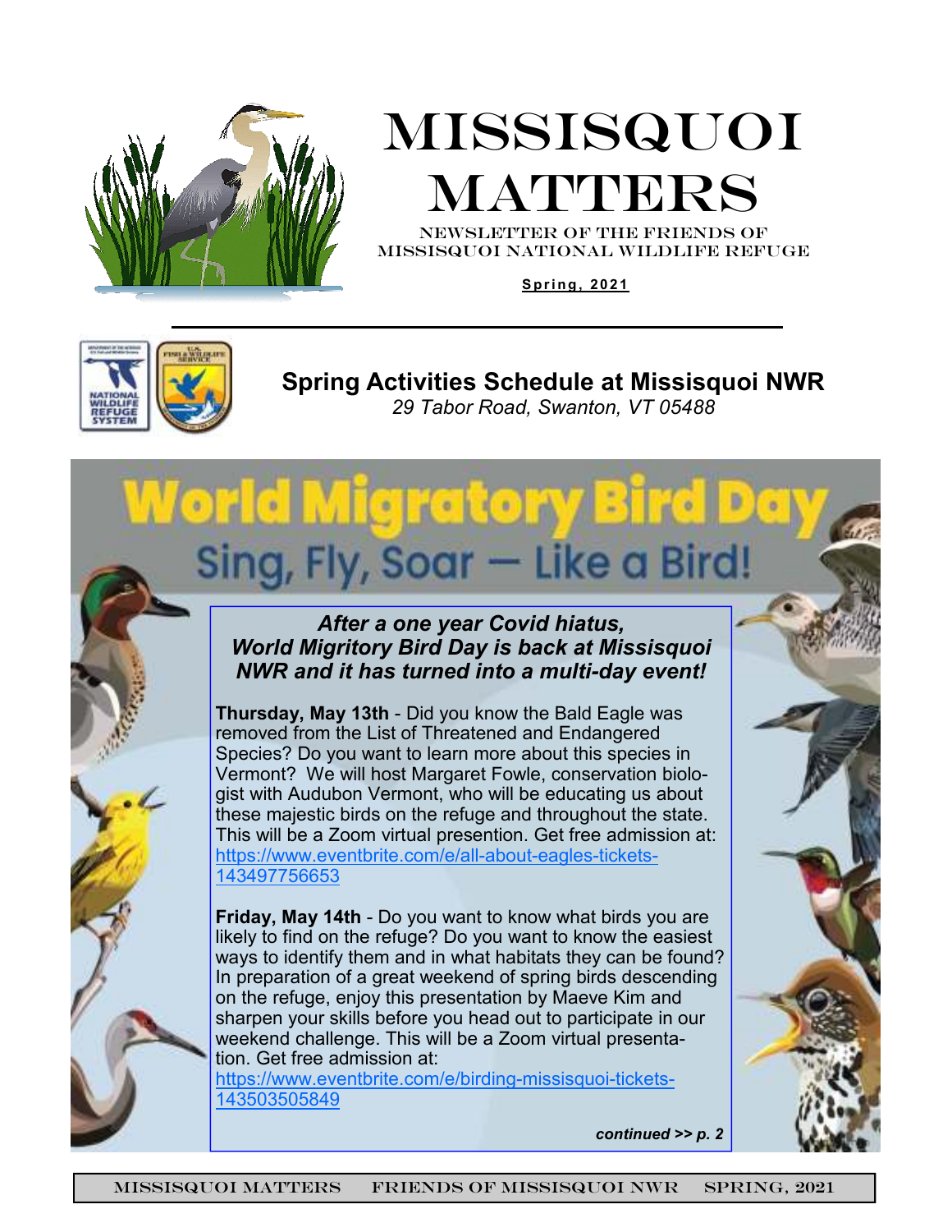# MISSISQUOI MATTERS

NEWSLETTER OF THE FRIENDS OF MISSISQUOI NATIONAL WILDLIFE REFUGE

**Spring, 2021**

## Spring Activities Schedule at Missisquoi NWR

*29 Tabor Road, Swanton, VT 05488*

# World Migratory Bird Day

## Sing, Fly, Soar — Like a Bird!

***After a one year Covid hiatus, World Migritory Bird Day is back at Missisquoi NWR and it has turned into a multi-day event!***

**Thursday, May 13th** - Did you know the Bald Eagle was removed from the List of Threatened and Endangered Species? Do you want to learn more about this species in Vermont? We will host Margaret Fowle, conservation biologist with Audubon Vermont, who will be educating us about these majestic birds on the refuge and throughout the state. This will be a Zoom virtual presention. Get free admission at: https://www.eventbrite.com/e/all-about-eagles-tickets-143497756653

**Friday, May 14th** - Do you want to know what birds you are likely to find on the refuge? Do you want to know the easiest ways to identify them and in what habitats they can be found? In preparation of a great weekend of spring birds descending on the refuge, enjoy this presentation by Maeve Kim and sharpen your skills before you head out to participate in our weekend challenge. This will be a Zoom virtual presentation. Get free admission at: https://www.eventbrite.com/e/birding-missisquoi-tickets-143503505849

***continued >> p. 2***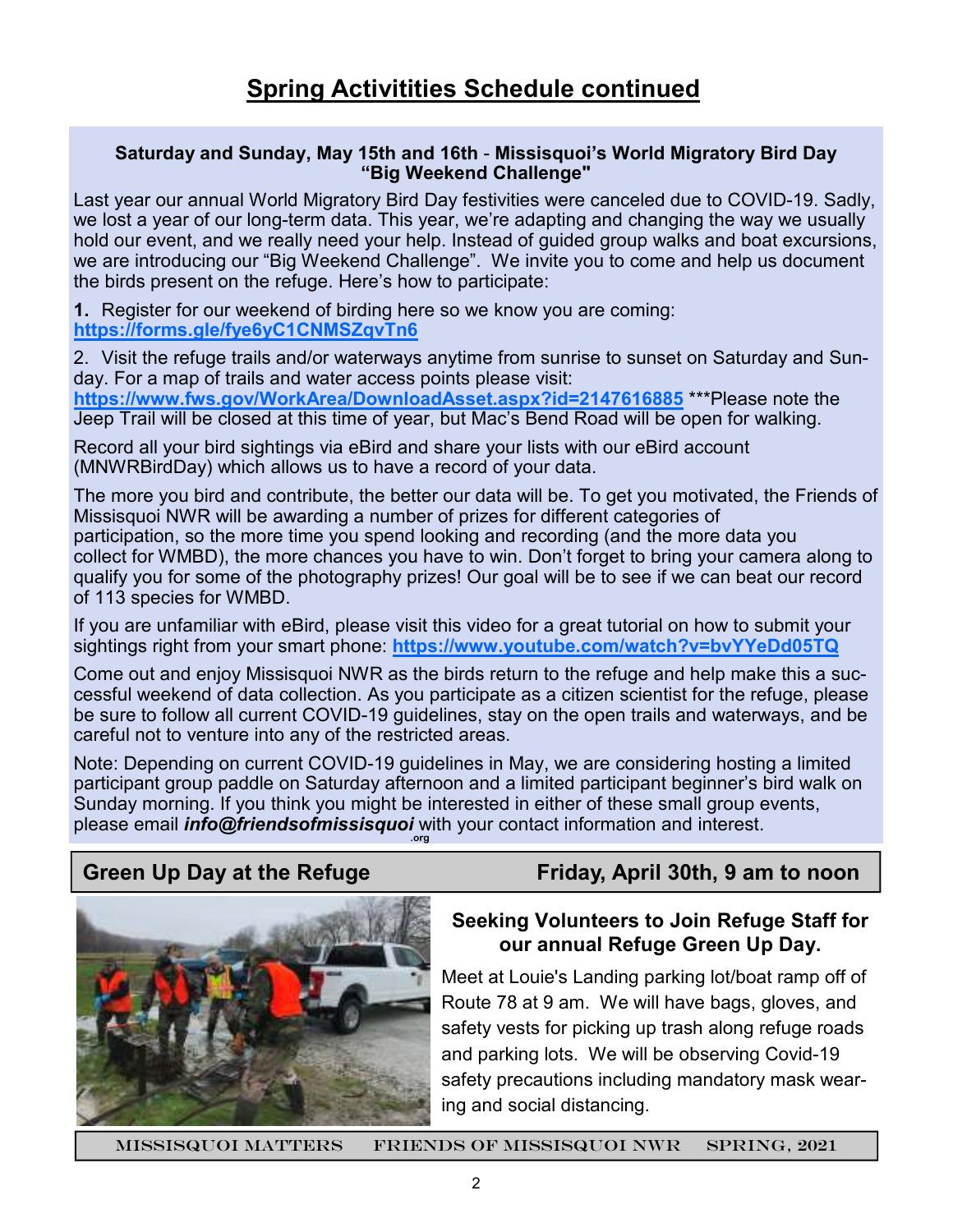# Spring Activitities Schedule continued

**Saturday and Sunday, May 15th and 16th - Missisquoi's World Migratory Bird Day "Big Weekend Challenge"**

Last year our annual World Migratory Bird Day festivities were canceled due to COVID-19. Sadly, we lost a year of our long-term data. This year, we're adapting and changing the way we usually hold our event, and we really need your help. Instead of guided group walks and boat excursions, we are introducing our "Big Weekend Challenge". We invite you to come and help us document the birds present on the refuge. Here's how to participate:

**1.** Register for our weekend of birding here so we know you are coming: **https://forms.gle/fye6yC1CNMSZqvTn6**

2. Visit the refuge trails and/or waterways anytime from sunrise to sunset on Saturday and Sunday. For a map of trails and water access points please visit: **https://www.fws.gov/WorkArea/DownloadAsset.aspx?id=2147616885** ***Please note the Jeep Trail will be closed at this time of year, but Mac's Bend Road will be open for walking.

Record all your bird sightings via eBird and share your lists with our eBird account (MNWRBirdDay) which allows us to have a record of your data.

The more you bird and contribute, the better our data will be. To get you motivated, the Friends of Missisquoi NWR will be awarding a number of prizes for different categories of participation, so the more time you spend looking and recording (and the more data you collect for WMBD), the more chances you have to win. Don't forget to bring your camera along to qualify you for some of the photography prizes! Our goal will be to see if we can beat our record of 113 species for WMBD.

If you are unfamiliar with eBird, please visit this video for a great tutorial on how to submit your sightings right from your smart phone: **https://www.youtube.com/watch?v=bvYYeDd05TQ**

Come out and enjoy Missisquoi NWR as the birds return to the refuge and help make this a successful weekend of data collection. As you participate as a citizen scientist for the refuge, please be sure to follow all current COVID-19 guidelines, stay on the open trails and waterways, and be careful not to venture into any of the restricted areas.

Note: Depending on current COVID-19 guidelines in May, we are considering hosting a limited participant group paddle on Saturday afternoon and a limited participant beginner's bird walk on Sunday morning. If you think you might be interested in either of these small group events, please email ***info@friendsofmissisquoi.org*** with your contact information and interest.

## Green Up Day at the Refuge — Friday, April 30th, 9 am to noon

**Seeking Volunteers to Join Refuge Staff for our annual Refuge Green Up Day.**

Meet at Louie's Landing parking lot/boat ramp off of Route 78 at 9 am. We will have bags, gloves, and safety vests for picking up trash along refuge roads and parking lots. We will be observing Covid-19 safety precautions including mandatory mask wearing and social distancing.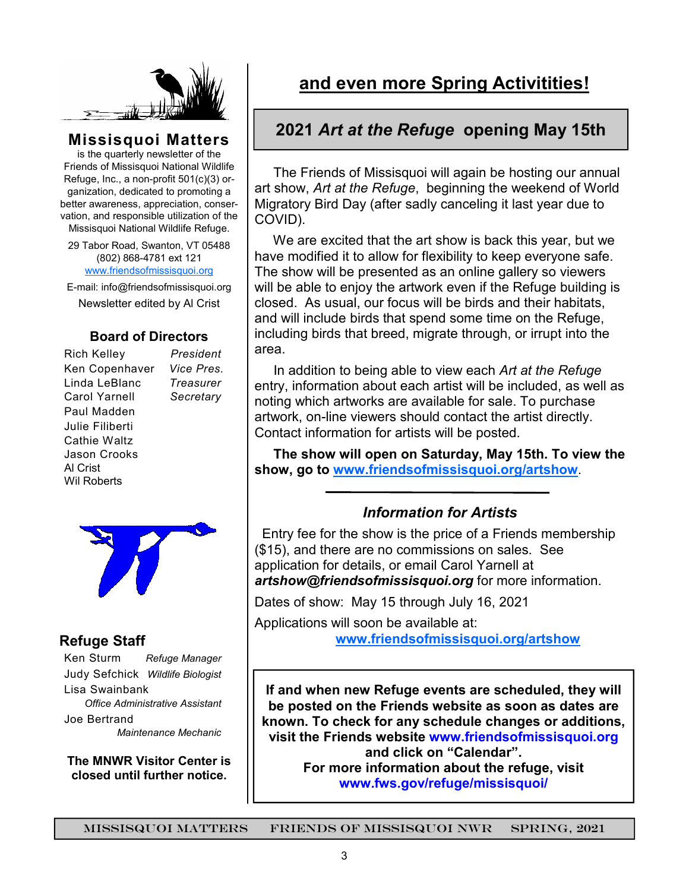## Missisquoi Matters

is the quarterly newsletter of the Friends of Missisquoi National Wildlife Refuge, Inc., a non-profit 501(c)(3) organization, dedicated to promoting a better awareness, appreciation, conservation, and responsible utilization of the Missisquoi National Wildlife Refuge.

29 Tabor Road, Swanton, VT 05488
(802) 868-4781 ext 121
www.friendsofmissisquoi.org

E-mail: info@friendsofmissisquoi.org

Newsletter edited by Al Crist

### Board of Directors

| | |
|---|---|
| Rich Kelley | *President* |
| Ken Copenhaver | *Vice Pres.* |
| Linda LeBlanc | *Treasurer* |
| Carol Yarnell | *Secretary* |
| Paul Madden | |
| Julie Filiberti | |
| Cathie Waltz | |
| Jason Crooks | |
| Al Crist | |
| Wil Roberts | |

### Refuge Staff

| | |
|---|---|
| Ken Sturm | *Refuge Manager* |
| Judy Sefchick | *Wildlife Biologist* |
| Lisa Swainbank | *Office Administrative Assistant* |
| Joe Bertrand | *Maintenance Mechanic* |

**The MNWR Visitor Center is closed until further notice.**

# and even more Spring Activitities!

## 2021 *Art at the Refuge* opening May 15th

The Friends of Missisquoi will again be hosting our annual art show, *Art at the Refuge*, beginning the weekend of World Migratory Bird Day (after sadly canceling it last year due to COVID).

We are excited that the art show is back this year, but we have modified it to allow for flexibility to keep everyone safe. The show will be presented as an online gallery so viewers will be able to enjoy the artwork even if the Refuge building is closed. As usual, our focus will be birds and their habitats, and will include birds that spend some time on the Refuge, including birds that breed, migrate through, or irrupt into the area.

In addition to being able to view each *Art at the Refuge* entry, information about each artist will be included, as well as noting which artworks are available for sale. To purchase artwork, on-line viewers should contact the artist directly. Contact information for artists will be posted.

**The show will open on Saturday, May 15th. To view the show, go to www.friendsofmissisquoi.org/artshow**.

---

### *Information for Artists*

Entry fee for the show is the price of a Friends membership ($15), and there are no commissions on sales. See application for details, or email Carol Yarnell at ***artshow@friendsofmissisquoi.org*** for more information.

Dates of show: May 15 through July 16, 2021

Applications will soon be available at:
**www.friendsofmissisquoi.org/artshow**

**If and when new Refuge events are scheduled, they will be posted on the Friends website as soon as dates are known. To check for any schedule changes or additions, visit the Friends website www.friendsofmissisquoi.org and click on "Calendar".**
**For more information about the refuge, visit www.fws.gov/refuge/missisquoi/**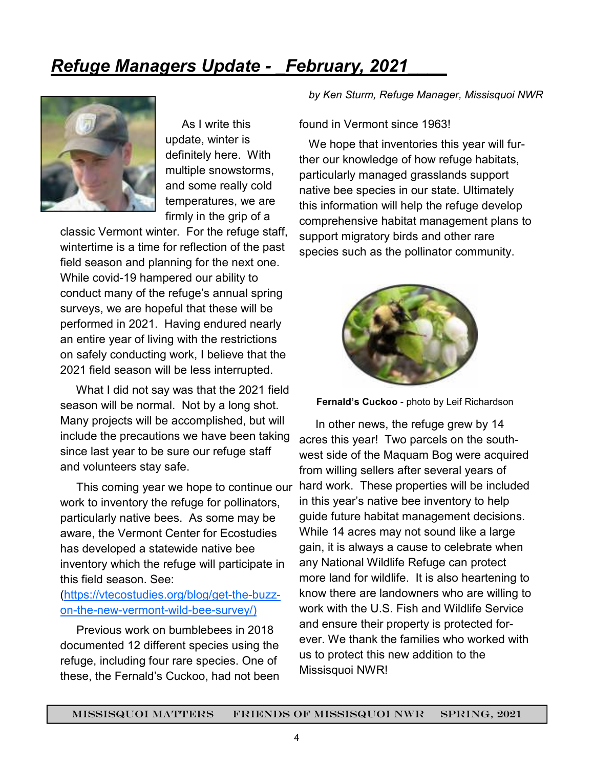# *Refuge Managers Update - February, 2021*

*by Ken Sturm, Refuge Manager, Missisquoi NWR*

As I write this update, winter is definitely here. With multiple snowstorms, and some really cold temperatures, we are firmly in the grip of a classic Vermont winter. For the refuge staff, wintertime is a time for reflection of the past field season and planning for the next one. While covid-19 hampered our ability to conduct many of the refuge's annual spring surveys, we are hopeful that these will be performed in 2021. Having endured nearly an entire year of living with the restrictions on safely conducting work, I believe that the 2021 field season will be less interrupted.

What I did not say was that the 2021 field season will be normal. Not by a long shot. Many projects will be accomplished, but will include the precautions we have been taking since last year to be sure our refuge staff and volunteers stay safe.

This coming year we hope to continue our work to inventory the refuge for pollinators, particularly native bees. As some may be aware, the Vermont Center for Ecostudies has developed a statewide native bee inventory which the refuge will participate in this field season. See: (https://vtecostudies.org/blog/get-the-buzz-on-the-new-vermont-wild-bee-survey/)

Previous work on bumblebees in 2018 documented 12 different species using the refuge, including four rare species. One of these, the Fernald's Cuckoo, had not been found in Vermont since 1963!

We hope that inventories this year will further our knowledge of how refuge habitats, particularly managed grasslands support native bee species in our state. Ultimately this information will help the refuge develop comprehensive habitat management plans to support migratory birds and other rare species such as the pollinator community.

**Fernald's Cuckoo** - photo by Leif Richardson

In other news, the refuge grew by 14 acres this year! Two parcels on the southwest side of the Maquam Bog were acquired from willing sellers after several years of hard work. These properties will be included in this year's native bee inventory to help guide future habitat management decisions. While 14 acres may not sound like a large gain, it is always a cause to celebrate when any National Wildlife Refuge can protect more land for wildlife. It is also heartening to know there are landowners who are willing to work with the U.S. Fish and Wildlife Service and ensure their property is protected forever. We thank the families who worked with us to protect this new addition to the Missisquoi NWR!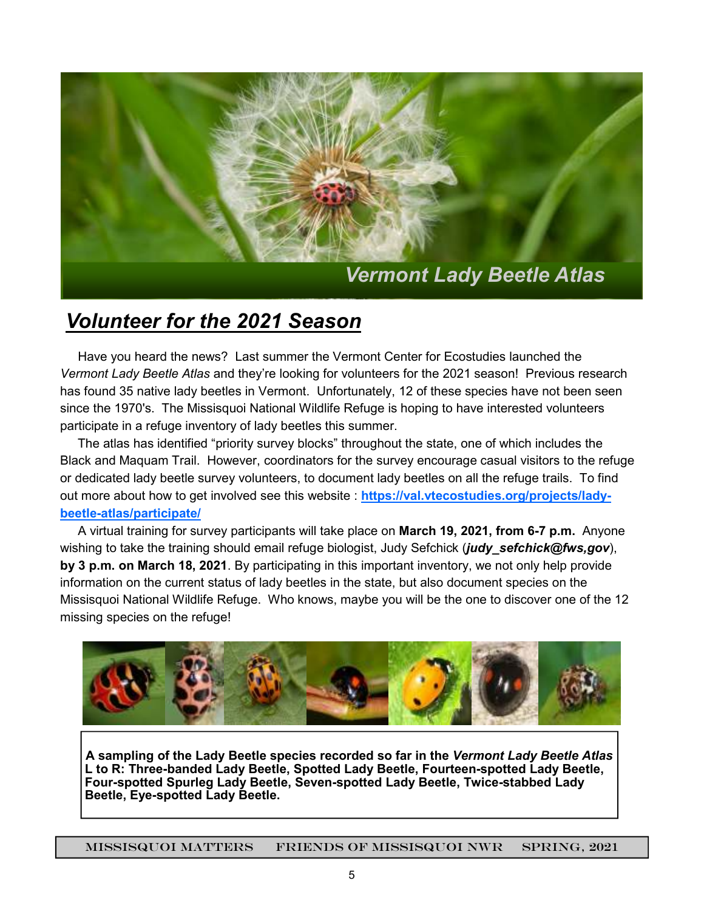# Vermont Lady Beetle Atlas

## *Volunteer for the 2021 Season*

Have you heard the news? Last summer the Vermont Center for Ecostudies launched the *Vermont Lady Beetle Atlas* and they're looking for volunteers for the 2021 season! Previous research has found 35 native lady beetles in Vermont. Unfortunately, 12 of these species have not been seen since the 1970's. The Missisquoi National Wildlife Refuge is hoping to have interested volunteers participate in a refuge inventory of lady beetles this summer.

The atlas has identified "priority survey blocks" throughout the state, one of which includes the Black and Maquam Trail. However, coordinators for the survey encourage casual visitors to the refuge or dedicated lady beetle survey volunteers, to document lady beetles on all the refuge trails. To find out more about how to get involved see this website : **https://val.vtecostudies.org/projects/lady-beetle-atlas/participate/**

A virtual training for survey participants will take place on **March 19, 2021, from 6-7 p.m.** Anyone wishing to take the training should email refuge biologist, Judy Sefchick (***judy_sefchick@fws,gov***), **by 3 p.m. on March 18, 2021**. By participating in this important inventory, we not only help provide information on the current status of lady beetles in the state, but also document species on the Missisquoi National Wildlife Refuge. Who knows, maybe you will be the one to discover one of the 12 missing species on the refuge!

**A sampling of the Lady Beetle species recorded so far in the *Vermont Lady Beetle Atlas***
**L to R: Three-banded Lady Beetle, Spotted Lady Beetle, Fourteen-spotted Lady Beetle, Four-spotted Spurleg Lady Beetle, Seven-spotted Lady Beetle, Twice-stabbed Lady Beetle, Eye-spotted Lady Beetle.**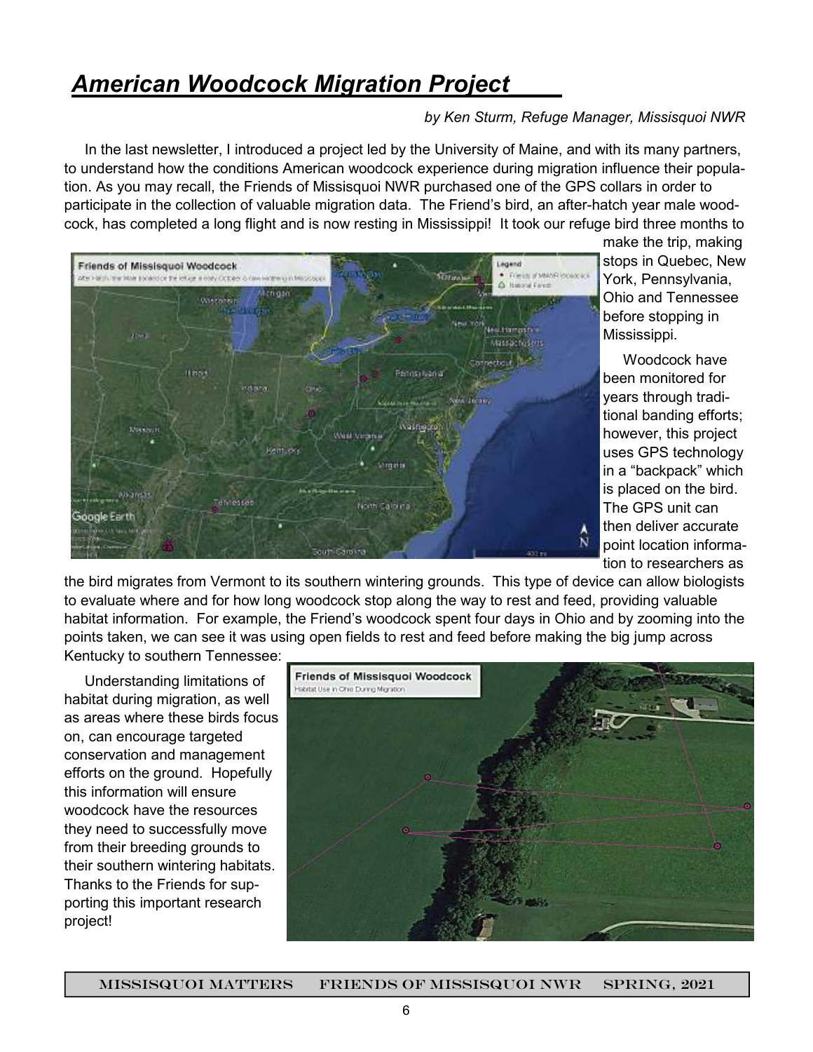# *American Woodcock Migration Project*

*by Ken Sturm, Refuge Manager, Missisquoi NWR*

In the last newsletter, I introduced a project led by the University of Maine, and with its many partners, to understand how the conditions American woodcock experience during migration influence their population. As you may recall, the Friends of Missisquoi NWR purchased one of the GPS collars in order to participate in the collection of valuable migration data. The Friend's bird, an after-hatch year male woodcock, has completed a long flight and is now resting in Mississippi! It took our refuge bird three months to make the trip, making stops in Quebec, New York, Pennsylvania, Ohio and Tennessee before stopping in Mississippi.

Woodcock have been monitored for years through traditional banding efforts; however, this project uses GPS technology in a "backpack" which is placed on the bird. The GPS unit can then deliver accurate point location information to researchers as the bird migrates from Vermont to its southern wintering grounds. This type of device can allow biologists to evaluate where and for how long woodcock stop along the way to rest and feed, providing valuable habitat information. For example, the Friend's woodcock spent four days in Ohio and by zooming into the points taken, we can see it was using open fields to rest and feed before making the big jump across Kentucky to southern Tennessee:

Understanding limitations of habitat during migration, as well as areas where these birds focus on, can encourage targeted conservation and management efforts on the ground. Hopefully this information will ensure woodcock have the resources they need to successfully move from their breeding grounds to their southern wintering habitats. Thanks to the Friends for supporting this important research project!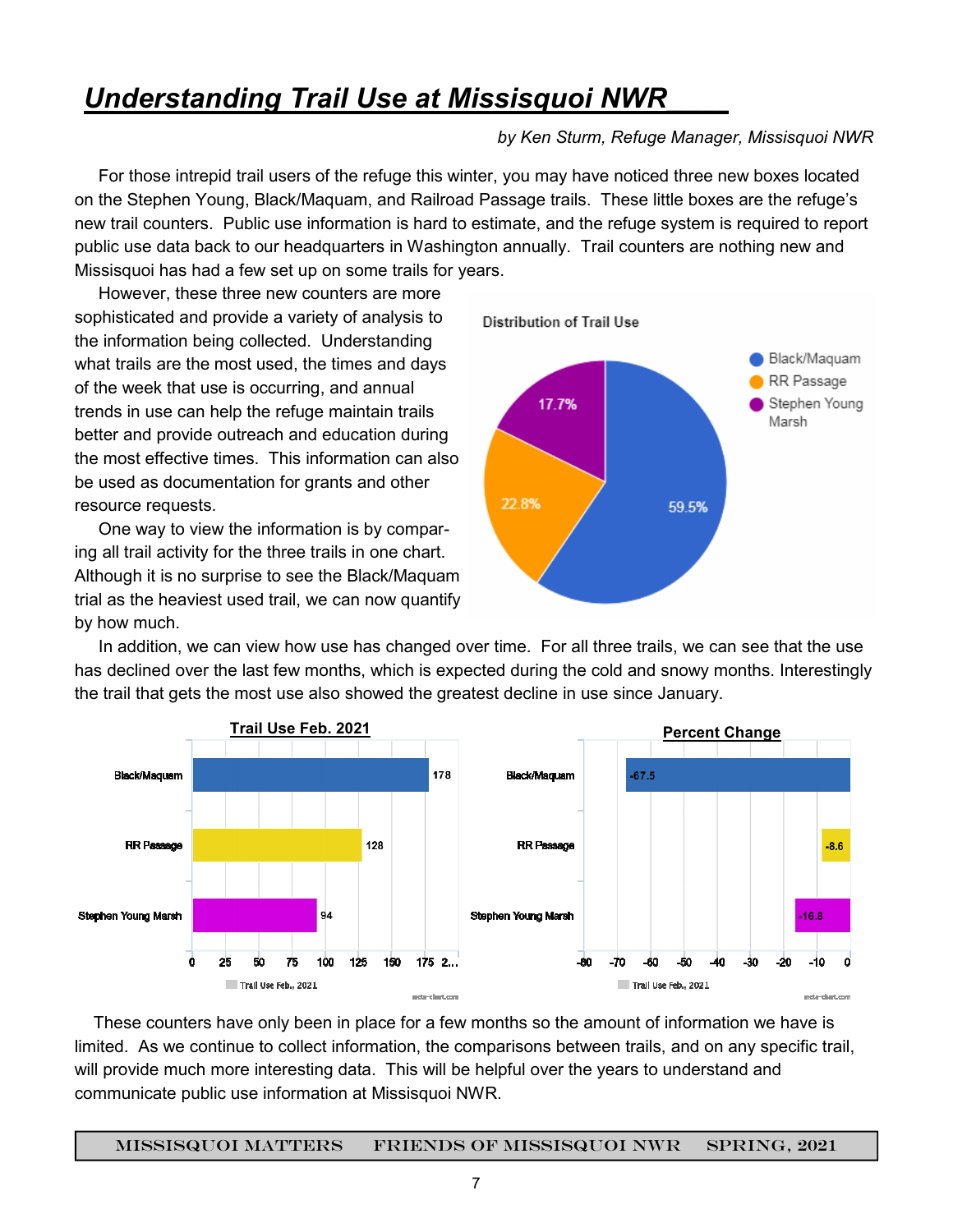# Understanding Trail Use at Missisquoi NWR

*by Ken Sturm, Refuge Manager, Missisquoi NWR*

For those intrepid trail users of the refuge this winter, you may have noticed three new boxes located on the Stephen Young, Black/Maquam, and Railroad Passage trails. These little boxes are the refuge's new trail counters. Public use information is hard to estimate, and the refuge system is required to report public use data back to our headquarters in Washington annually. Trail counters are nothing new and Missisquoi has had a few set up on some trails for years.

However, these three new counters are more sophisticated and provide a variety of analysis to the information being collected. Understanding what trails are the most used, the times and days of the week that use is occurring, and annual trends in use can help the refuge maintain trails better and provide outreach and education during the most effective times. This information can also be used as documentation for grants and other resource requests.

One way to view the information is by comparing all trail activity for the three trails in one chart. Although it is no surprise to see the Black/Maquam trial as the heaviest used trail, we can now quantify by how much.

**Distribution of Trail Use**

| Trail | Share |
|---|---|
| Black/Maquam | 59.5% |
| RR Passage | 22.8% |
| Stephen Young Marsh | 17.7% |

In addition, we can view how use has changed over time. For all three trails, we can see that the use has declined over the last few months, which is expected during the cold and snowy months. Interestingly the trail that gets the most use also showed the greatest decline in use since January.

| Trail | Trail Use Feb. 2021 | Percent Change |
|---|---|---|
| Black/Maquam | 178 | -67.5 |
| RR Passage | 128 | -8.6 |
| Stephen Young Marsh | 94 | -16.8 |

These counters have only been in place for a few months so the amount of information we have is limited. As we continue to collect information, the comparisons between trails, and on any specific trail, will provide much more interesting data. This will be helpful over the years to understand and communicate public use information at Missisquoi NWR.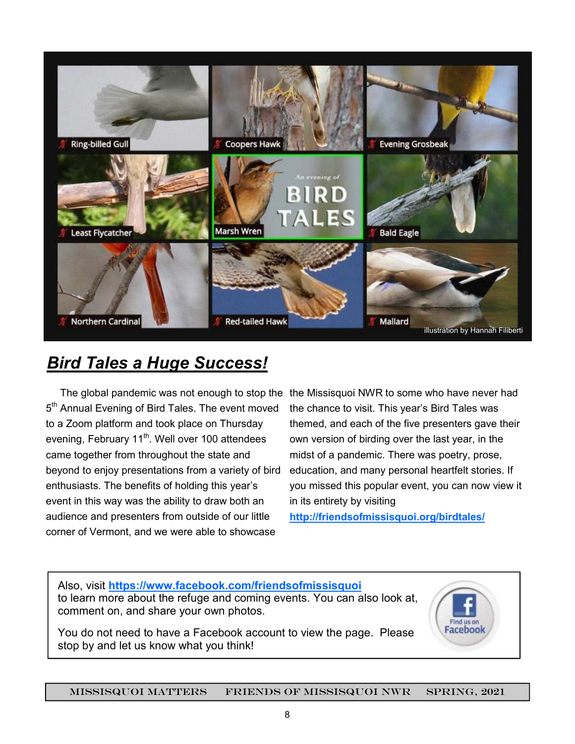illustration by Hannah Filiberti

## ***Bird Tales a Huge Success!***

The global pandemic was not enough to stop the 5th Annual Evening of Bird Tales. The event moved to a Zoom platform and took place on Thursday evening, February 11th. Well over 100 attendees came together from throughout the state and beyond to enjoy presentations from a variety of bird enthusiasts. The benefits of holding this year's event in this way was the ability to draw both an audience and presenters from outside of our little corner of Vermont, and we were able to showcase the Missisquoi NWR to some who have never had the chance to visit. This year's Bird Tales was themed, and each of the five presenters gave their own version of birding over the last year, in the midst of a pandemic. There was poetry, prose, education, and many personal heartfelt stories. If you missed this popular event, you can now view it in its entirety by visiting **http://friendsofmissisquoi.org/birdtales/**

Also, visit **https://www.facebook.com/friendsofmissisquoi** to learn more about the refuge and coming events. You can also look at, comment on, and share your own photos.

You do not need to have a Facebook account to view the page. Please stop by and let us know what you think!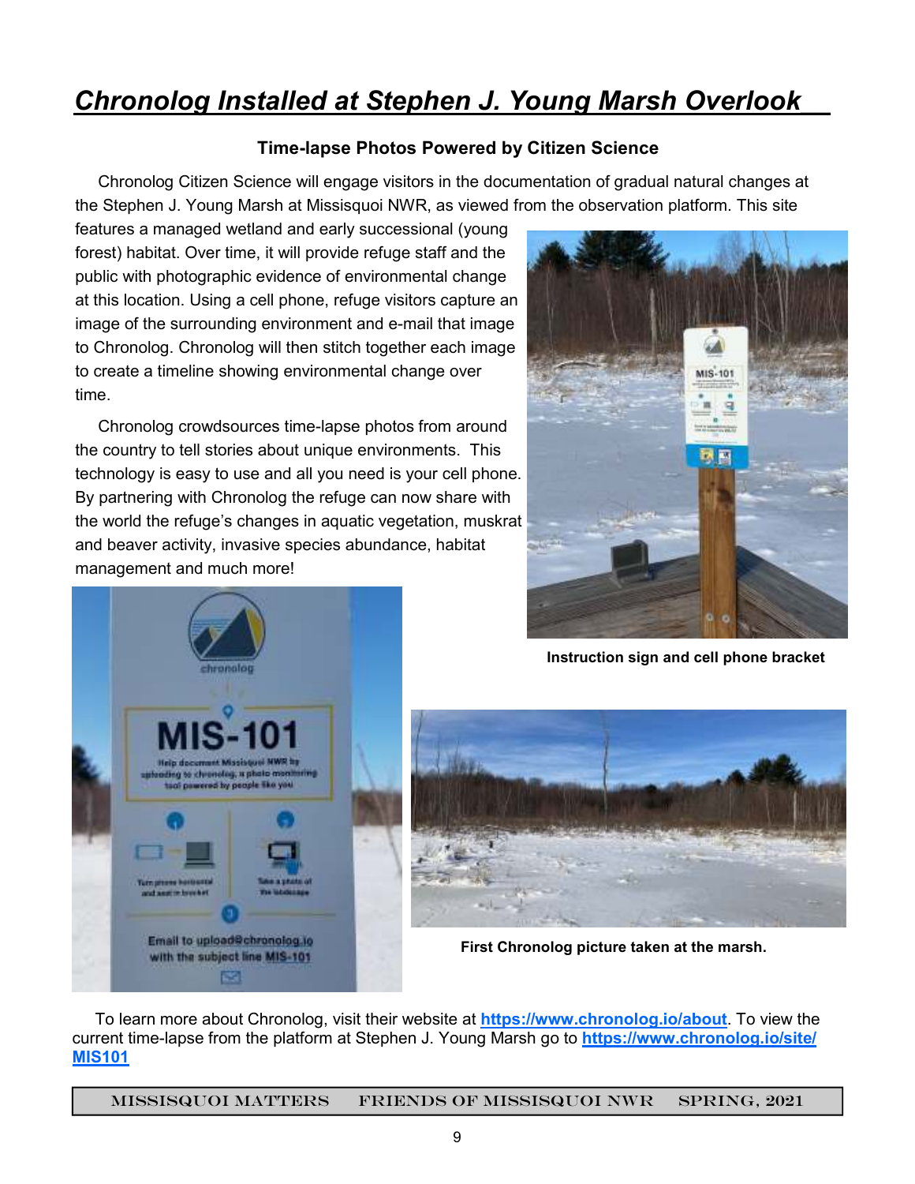# *Chronolog Installed at Stephen J. Young Marsh Overlook*

### Time-lapse Photos Powered by Citizen Science

Chronolog Citizen Science will engage visitors in the documentation of gradual natural changes at the Stephen J. Young Marsh at Missisquoi NWR, as viewed from the observation platform. This site features a managed wetland and early successional (young forest) habitat. Over time, it will provide refuge staff and the public with photographic evidence of environmental change at this location. Using a cell phone, refuge visitors capture an image of the surrounding environment and e-mail that image to Chronolog. Chronolog will then stitch together each image to create a timeline showing environmental change over time.

Chronolog crowdsources time-lapse photos from around the country to tell stories about unique environments. This technology is easy to use and all you need is your cell phone. By partnering with Chronolog the refuge can now share with the world the refuge's changes in aquatic vegetation, muskrat and beaver activity, invasive species abundance, habitat management and much more!

**Instruction sign and cell phone bracket**

**First Chronolog picture taken at the marsh.**

To learn more about Chronolog, visit their website at [https://www.chronolog.io/about](https://www.chronolog.io/about). To view the current time-lapse from the platform at Stephen J. Young Marsh go to [https://www.chronolog.io/site/MIS101](https://www.chronolog.io/site/MIS101)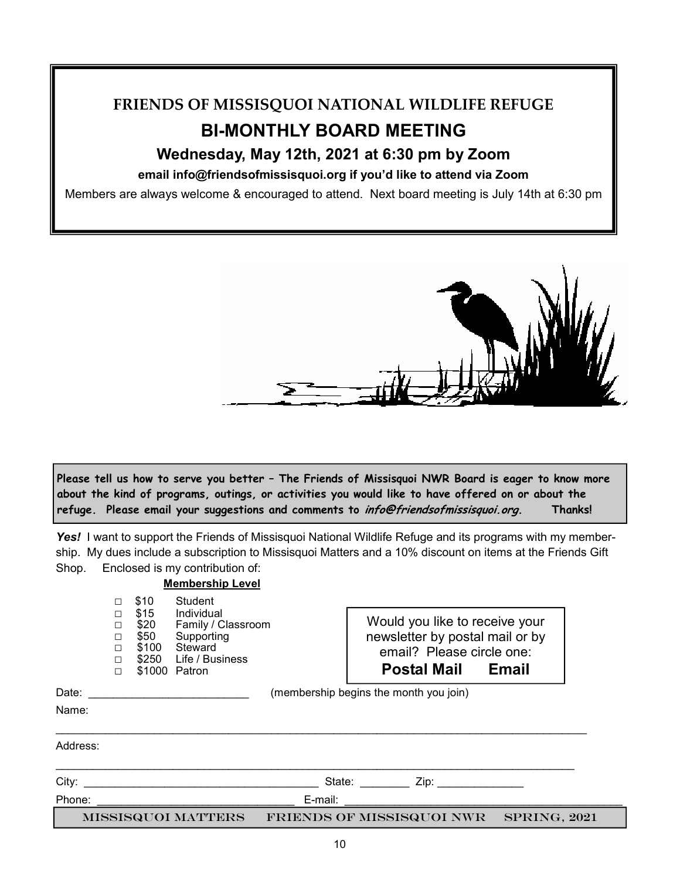# FRIENDS OF MISSISQUOI NATIONAL WILDLIFE REFUGE

## BI-MONTHLY BOARD MEETING

### Wednesday, May 12th, 2021 at 6:30 pm by Zoom

**email info@friendsofmissisquoi.org if you'd like to attend via Zoom**

Members are always welcome & encouraged to attend. Next board meeting is July 14th at 6:30 pm

**Please tell us how to serve you better – The Friends of Missisquoi NWR Board is eager to know more about the kind of programs, outings, or activities you would like to have offered on or about the refuge. Please email your suggestions and comments to *info@friendsofmissisquoi.org*. Thanks!**

***Yes!*** I want to support the Friends of Missisquoi National Wildlife Refuge and its programs with my membership. My dues include a subscription to Missisquoi Matters and a 10% discount on items at the Friends Gift Shop. Enclosed is my contribution of:

**Membership Level**

- □ $10 Student
- □ $15 Individual
- □ $20 Family / Classroom
- □ $50 Supporting
- □ $100 Steward
- □ $250 Life / Business
- □ $1000 Patron

Would you like to receive your newsletter by postal mail or by email? Please circle one:

**Postal Mail Email**

Date: ____________________________ (membership begins the month you join)

Name: ____________________________________________________________

Address: ____________________________________________________________

City: ________________________________________ State: _________ Zip: _______________

Phone: __________________________________ E-mail: ________________________________